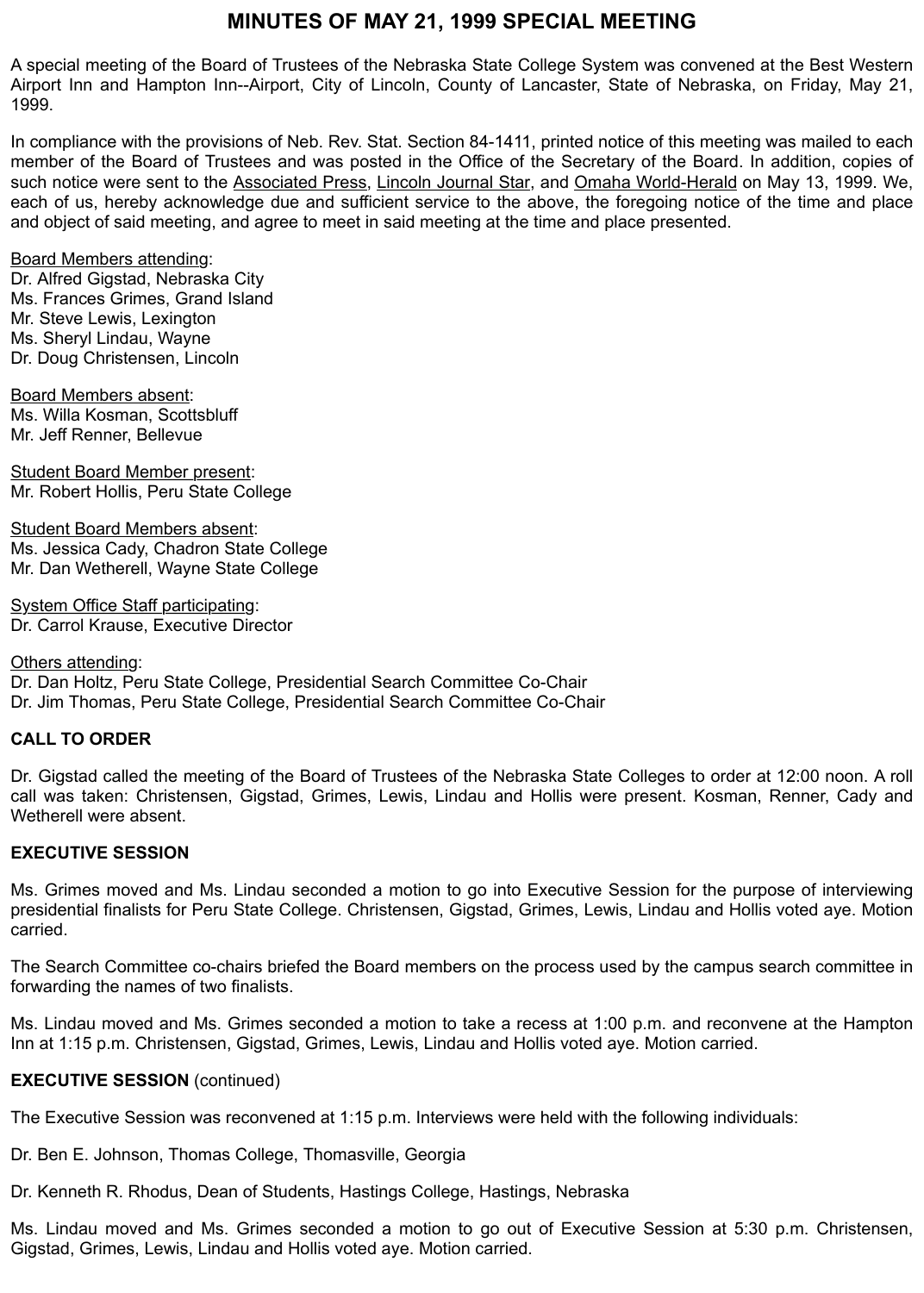# MINUTES OF MAY 21, 1999 SPECIAL MEETING

A special meeting of the Board of Trustees of the Nebraska State College System was convened at the Best Western Airport Inn and Hampton Inn--Airport, City of Lincoln, County of Lancaster, State of Nebraska, on Friday, May 21, 1999.

In compliance with the provisions of Neb. Rev. Stat. Section 84-1411, printed notice of this meeting was mailed to each member of the Board of Trustees and was posted in the Office of the Secretary of the Board. In addition, copies of such notice were sent to the Associated Press, Lincoln Journal Star, and Omaha World-Herald on May 13, 1999. We, each of us, hereby acknowledge due and sufficient service to the above, the foregoing notice of the time and place and object of said meeting, and agree to meet in said meeting at the time and place presented.

Board Members attending:
Dr. Alfred Gigstad, Nebraska City
Ms. Frances Grimes, Grand Island
Mr. Steve Lewis, Lexington
Ms. Sheryl Lindau, Wayne
Dr. Doug Christensen, Lincoln

Board Members absent:
Ms. Willa Kosman, Scottsbluff
Mr. Jeff Renner, Bellevue

Student Board Member present:
Mr. Robert Hollis, Peru State College

Student Board Members absent:
Ms. Jessica Cady, Chadron State College
Mr. Dan Wetherell, Wayne State College

System Office Staff participating:
Dr. Carrol Krause, Executive Director

Others attending:
Dr. Dan Holtz, Peru State College, Presidential Search Committee Co-Chair
Dr. Jim Thomas, Peru State College, Presidential Search Committee Co-Chair

**CALL TO ORDER**

Dr. Gigstad called the meeting of the Board of Trustees of the Nebraska State Colleges to order at 12:00 noon. A roll call was taken: Christensen, Gigstad, Grimes, Lewis, Lindau and Hollis were present. Kosman, Renner, Cady and Wetherell were absent.

**EXECUTIVE SESSION**

Ms. Grimes moved and Ms. Lindau seconded a motion to go into Executive Session for the purpose of interviewing presidential finalists for Peru State College. Christensen, Gigstad, Grimes, Lewis, Lindau and Hollis voted aye. Motion carried.

The Search Committee co-chairs briefed the Board members on the process used by the campus search committee in forwarding the names of two finalists.

Ms. Lindau moved and Ms. Grimes seconded a motion to take a recess at 1:00 p.m. and reconvene at the Hampton Inn at 1:15 p.m. Christensen, Gigstad, Grimes, Lewis, Lindau and Hollis voted aye. Motion carried.

**EXECUTIVE SESSION** (continued)

The Executive Session was reconvened at 1:15 p.m. Interviews were held with the following individuals:

Dr. Ben E. Johnson, Thomas College, Thomasville, Georgia

Dr. Kenneth R. Rhodus, Dean of Students, Hastings College, Hastings, Nebraska

Ms. Lindau moved and Ms. Grimes seconded a motion to go out of Executive Session at 5:30 p.m. Christensen, Gigstad, Grimes, Lewis, Lindau and Hollis voted aye. Motion carried.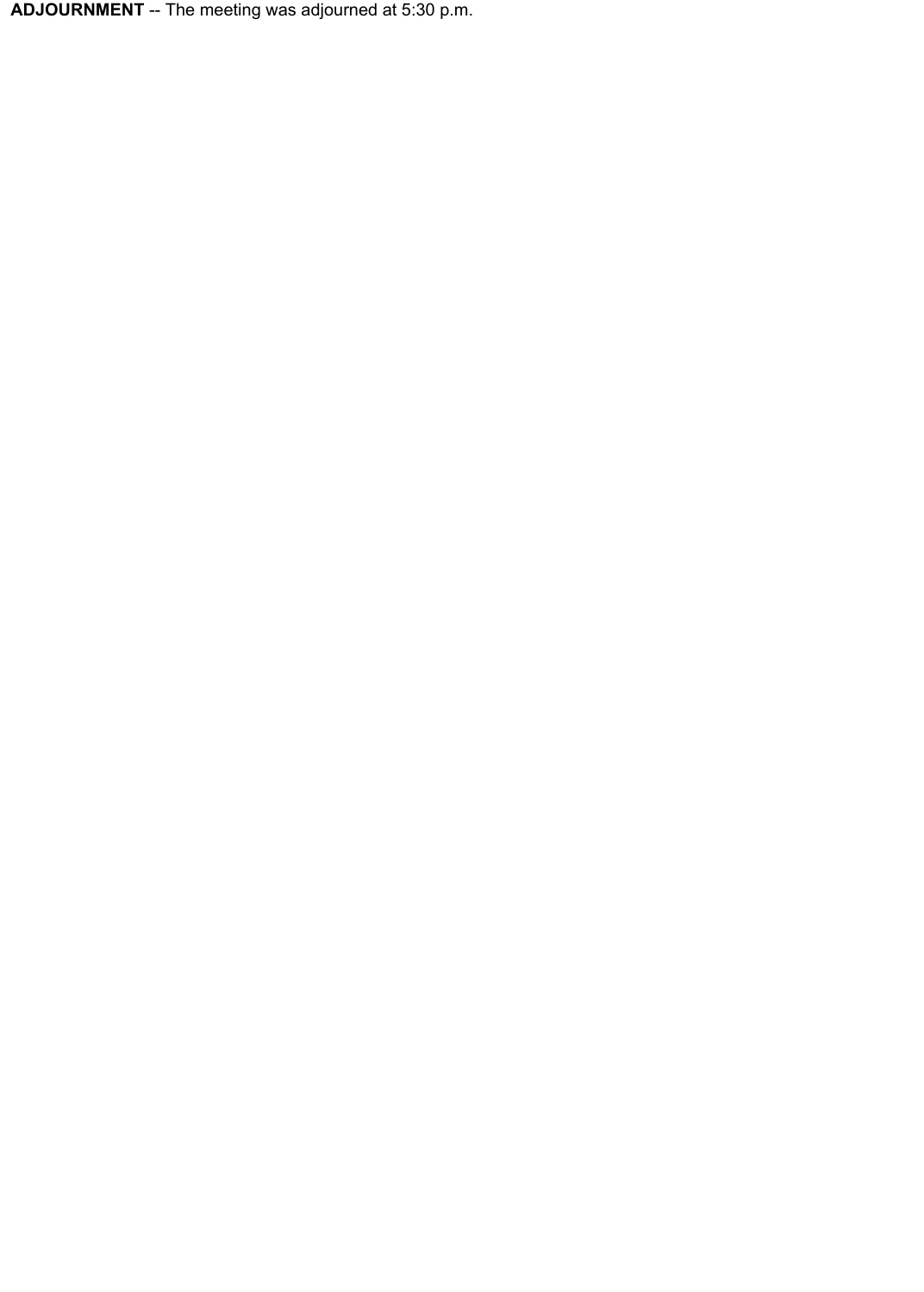**ADJOURNMENT** -- The meeting was adjourned at 5:30 p.m.